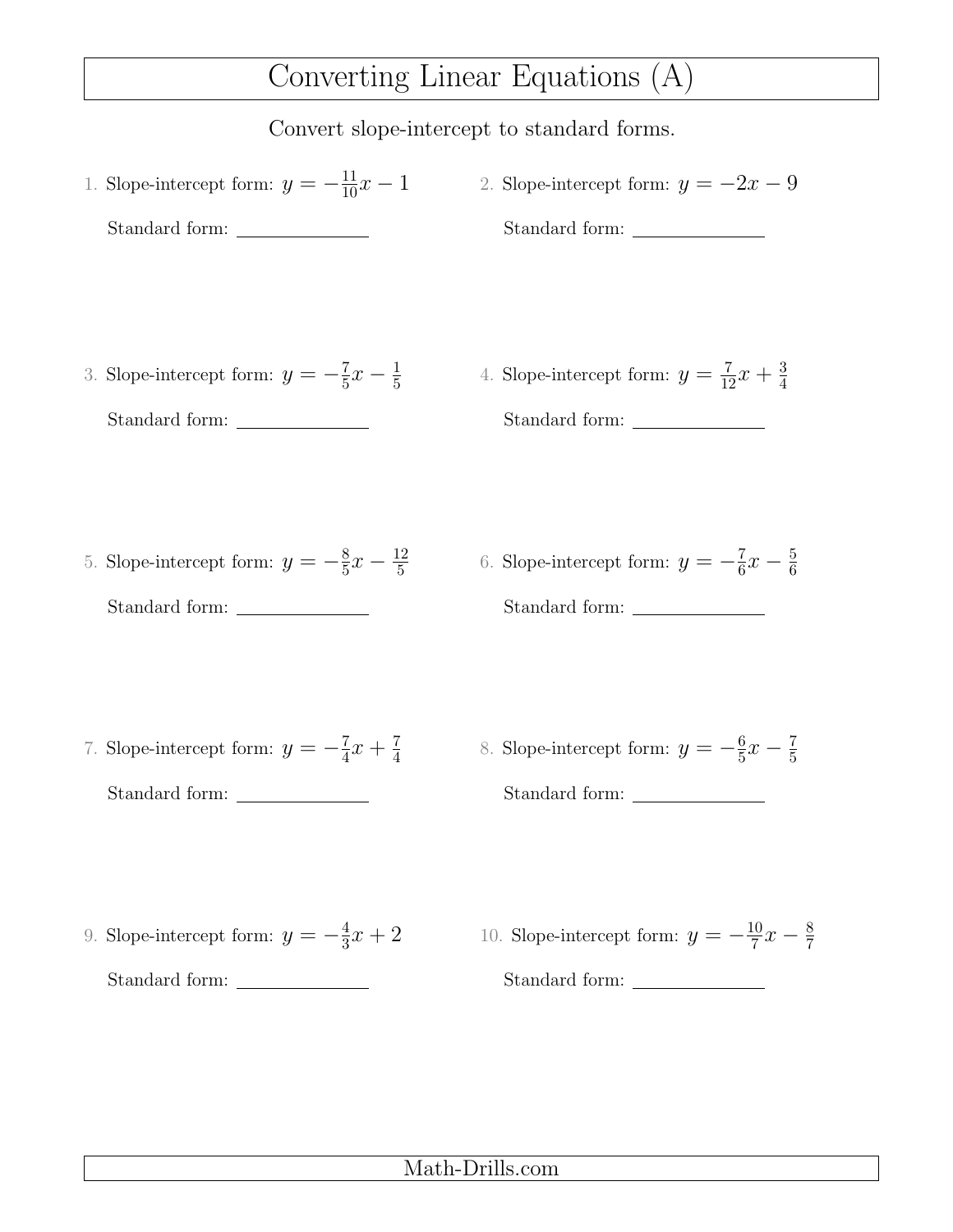# Converting Linear Equations (A)

Convert slope-intercept to standard forms.

1. Slope-intercept form: $y = -\frac{11}{10}x - 1$

   Standard form: \_\_\_\_\_\_\_\_\_\_\_\_

2. Slope-intercept form: $y = -2x - 9$

   Standard form: \_\_\_\_\_\_\_\_\_\_\_\_

3. Slope-intercept form: $y = -\frac{7}{5}x - \frac{1}{5}$

   Standard form: \_\_\_\_\_\_\_\_\_\_\_\_

4. Slope-intercept form: $y = \frac{7}{12}x + \frac{3}{4}$

   Standard form: \_\_\_\_\_\_\_\_\_\_\_\_

5. Slope-intercept form: $y = -\frac{8}{5}x - \frac{12}{5}$

   Standard form: \_\_\_\_\_\_\_\_\_\_\_\_

6. Slope-intercept form: $y = -\frac{7}{6}x - \frac{5}{6}$

   Standard form: \_\_\_\_\_\_\_\_\_\_\_\_

7. Slope-intercept form: $y = -\frac{7}{4}x + \frac{7}{4}$

   Standard form: \_\_\_\_\_\_\_\_\_\_\_\_

8. Slope-intercept form: $y = -\frac{6}{5}x - \frac{7}{5}$

   Standard form: \_\_\_\_\_\_\_\_\_\_\_\_

9. Slope-intercept form: $y = -\frac{4}{3}x + 2$

   Standard form: \_\_\_\_\_\_\_\_\_\_\_\_

10. Slope-intercept form: $y = -\frac{10}{7}x - \frac{8}{7}$

    Standard form: \_\_\_\_\_\_\_\_\_\_\_\_

Math-Drills.com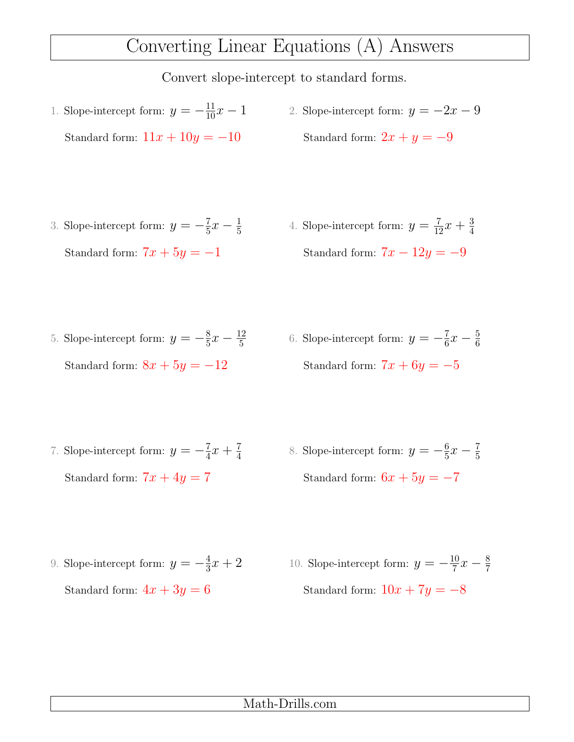# Converting Linear Equations (A) Answers

Convert slope-intercept to standard forms.

1. Slope-intercept form: $y = -\frac{11}{10}x - 1$

   Standard form: $11x + 10y = -10$

2. Slope-intercept form: $y = -2x - 9$

   Standard form: $2x + y = -9$

3. Slope-intercept form: $y = -\frac{7}{5}x - \frac{1}{5}$

   Standard form: $7x + 5y = -1$

4. Slope-intercept form: $y = \frac{7}{12}x + \frac{3}{4}$

   Standard form: $7x - 12y = -9$

5. Slope-intercept form: $y = -\frac{8}{5}x - \frac{12}{5}$

   Standard form: $8x + 5y = -12$

6. Slope-intercept form: $y = -\frac{7}{6}x - \frac{5}{6}$

   Standard form: $7x + 6y = -5$

7. Slope-intercept form: $y = -\frac{7}{4}x + \frac{7}{4}$

   Standard form: $7x + 4y = 7$

8. Slope-intercept form: $y = -\frac{6}{5}x - \frac{7}{5}$

   Standard form: $6x + 5y = -7$

9. Slope-intercept form: $y = -\frac{4}{3}x + 2$

   Standard form: $4x + 3y = 6$

10. Slope-intercept form: $y = -\frac{10}{7}x - \frac{8}{7}$

    Standard form: $10x + 7y = -8$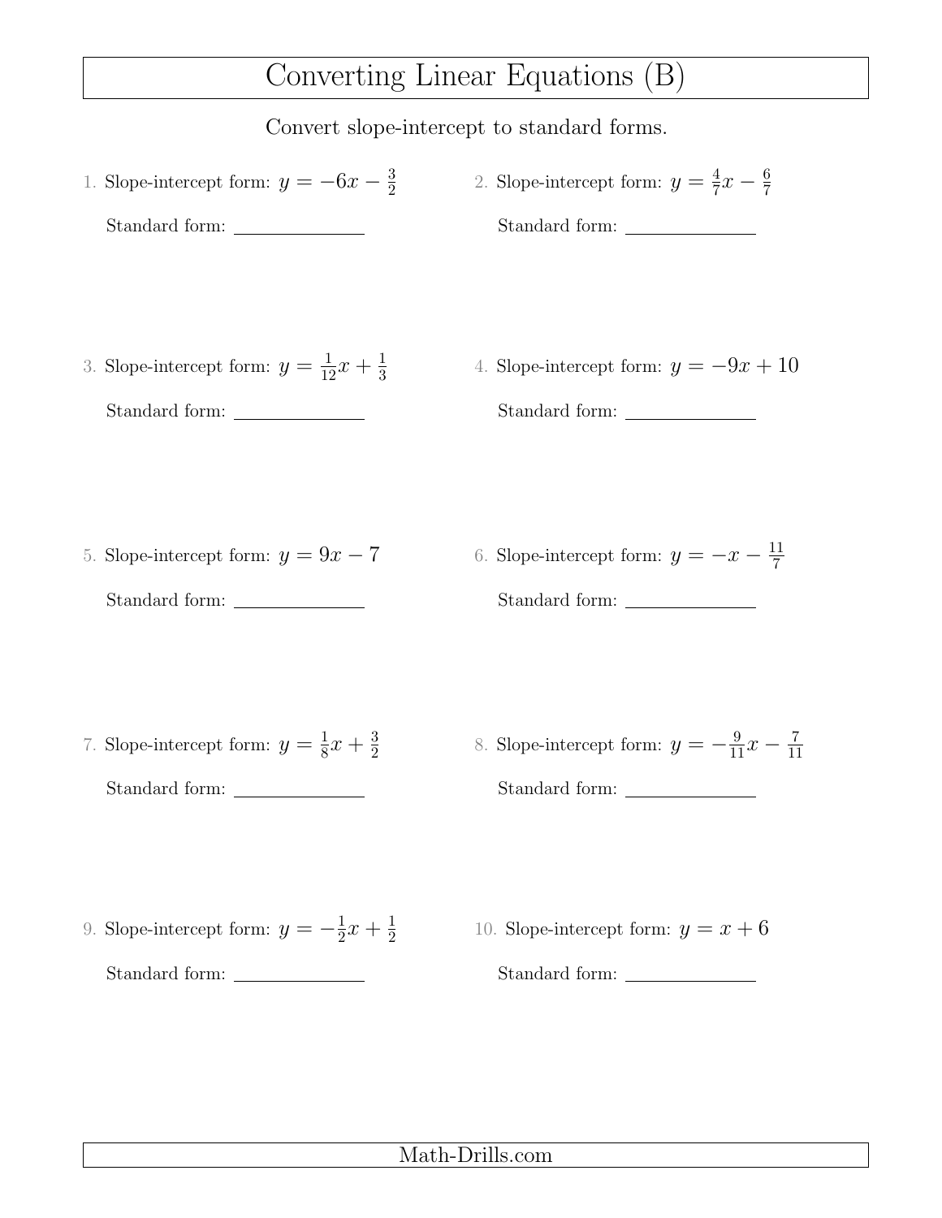# Converting Linear Equations (B)

Convert slope-intercept to standard forms.

1. Slope-intercept form: $y = -6x - \frac{3}{2}$

   Standard form: ______________

2. Slope-intercept form: $y = \frac{4}{7}x - \frac{6}{7}$

   Standard form: ______________

3. Slope-intercept form: $y = \frac{1}{12}x + \frac{1}{3}$

   Standard form: ______________

4. Slope-intercept form: $y = -9x + 10$

   Standard form: ______________

5. Slope-intercept form: $y = 9x - 7$

   Standard form: ______________

6. Slope-intercept form: $y = -x - \frac{11}{7}$

   Standard form: ______________

7. Slope-intercept form: $y = \frac{1}{8}x + \frac{3}{2}$

   Standard form: ______________

8. Slope-intercept form: $y = -\frac{9}{11}x - \frac{7}{11}$

   Standard form: ______________

9. Slope-intercept form: $y = -\frac{1}{2}x + \frac{1}{2}$

   Standard form: ______________

10. Slope-intercept form: $y = x + 6$

    Standard form: ______________

Math-Drills.com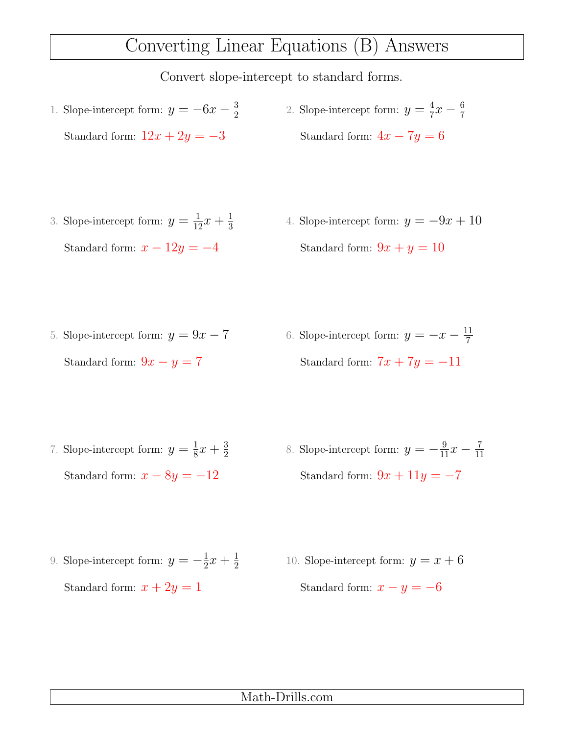# Converting Linear Equations (B) Answers

Convert slope-intercept to standard forms.

1. Slope-intercept form: $y = -6x - \frac{3}{2}$

   Standard form: $12x + 2y = -3$

2. Slope-intercept form: $y = \frac{4}{7}x - \frac{6}{7}$

   Standard form: $4x - 7y = 6$

3. Slope-intercept form: $y = \frac{1}{12}x + \frac{1}{3}$

   Standard form: $x - 12y = -4$

4. Slope-intercept form: $y = -9x + 10$

   Standard form: $9x + y = 10$

5. Slope-intercept form: $y = 9x - 7$

   Standard form: $9x - y = 7$

6. Slope-intercept form: $y = -x - \frac{11}{7}$

   Standard form: $7x + 7y = -11$

7. Slope-intercept form: $y = \frac{1}{8}x + \frac{3}{2}$

   Standard form: $x - 8y = -12$

8. Slope-intercept form: $y = -\frac{9}{11}x - \frac{7}{11}$

   Standard form: $9x + 11y = -7$

9. Slope-intercept form: $y = -\frac{1}{2}x + \frac{1}{2}$

   Standard form: $x + 2y = 1$

10. Slope-intercept form: $y = x + 6$

    Standard form: $x - y = -6$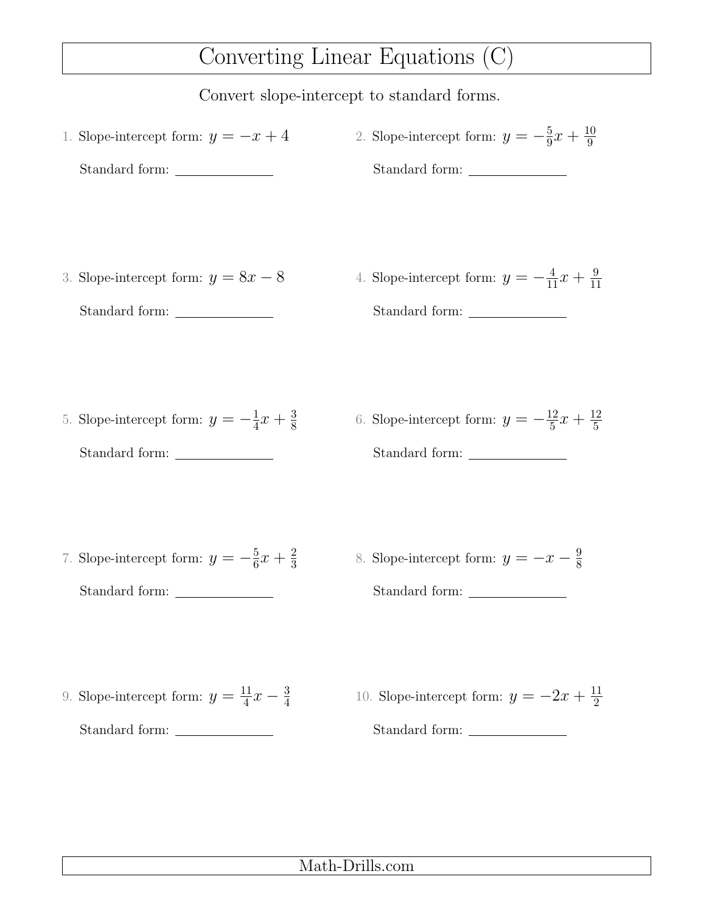# Converting Linear Equations (C)

Convert slope-intercept to standard forms.

1. Slope-intercept form: $y = -x + 4$

   Standard form: ______________

2. Slope-intercept form: $y = -\frac{5}{9}x + \frac{10}{9}$

   Standard form: ______________

3. Slope-intercept form: $y = 8x - 8$

   Standard form: ______________

4. Slope-intercept form: $y = -\frac{4}{11}x + \frac{9}{11}$

   Standard form: ______________

5. Slope-intercept form: $y = -\frac{1}{4}x + \frac{3}{8}$

   Standard form: ______________

6. Slope-intercept form: $y = -\frac{12}{5}x + \frac{12}{5}$

   Standard form: ______________

7. Slope-intercept form: $y = -\frac{5}{6}x + \frac{2}{3}$

   Standard form: ______________

8. Slope-intercept form: $y = -x - \frac{9}{8}$

   Standard form: ______________

9. Slope-intercept form: $y = \frac{11}{4}x - \frac{3}{4}$

   Standard form: ______________

10. Slope-intercept form: $y = -2x + \frac{11}{2}$

    Standard form: ______________

Math-Drills.com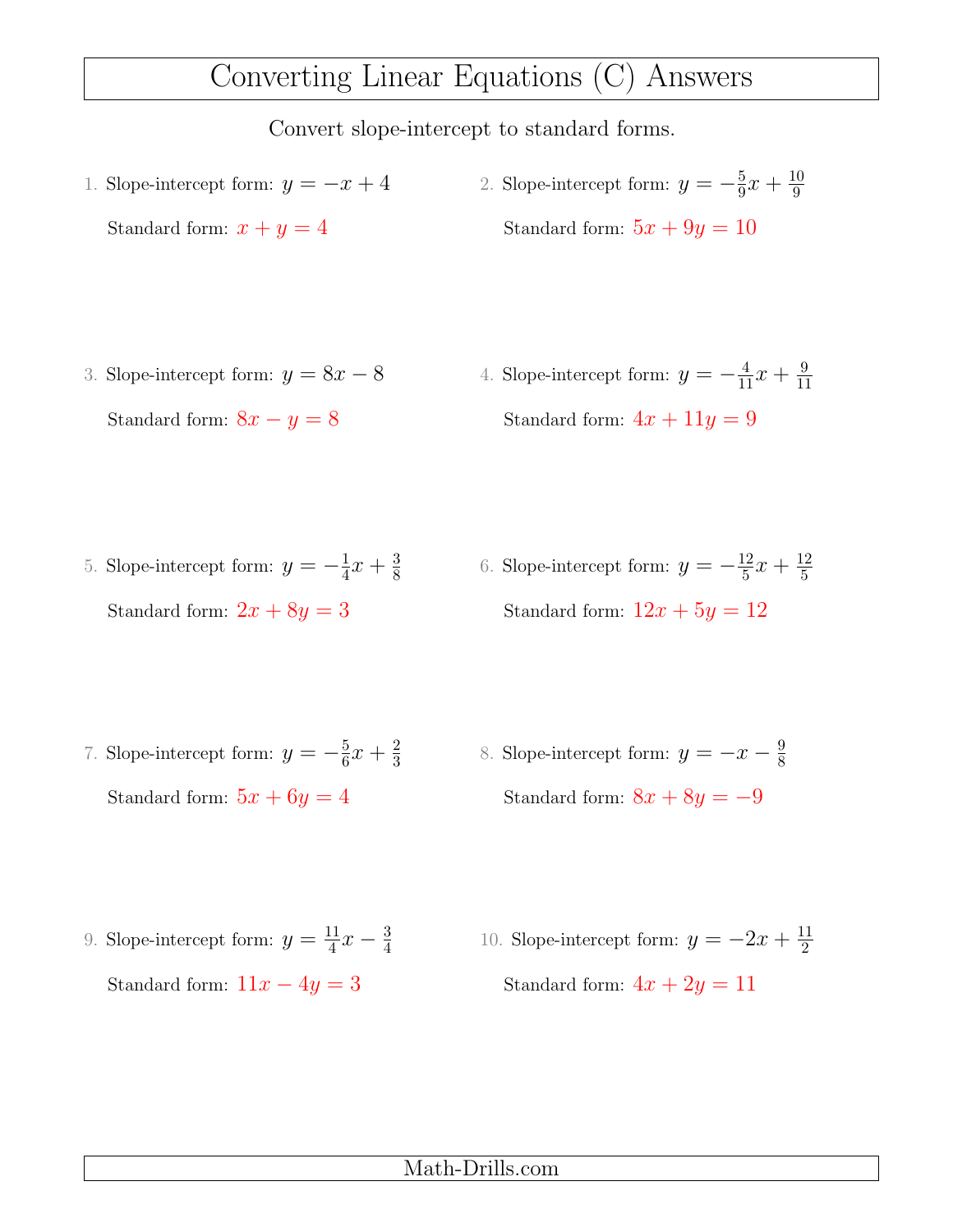# Converting Linear Equations (C) Answers

Convert slope-intercept to standard forms.

1. Slope-intercept form: $y = -x + 4$

   Standard form: $x + y = 4$

2. Slope-intercept form: $y = -\frac{5}{9}x + \frac{10}{9}$

   Standard form: $5x + 9y = 10$

3. Slope-intercept form: $y = 8x - 8$

   Standard form: $8x - y = 8$

4. Slope-intercept form: $y = -\frac{4}{11}x + \frac{9}{11}$

   Standard form: $4x + 11y = 9$

5. Slope-intercept form: $y = -\frac{1}{4}x + \frac{3}{8}$

   Standard form: $2x + 8y = 3$

6. Slope-intercept form: $y = -\frac{12}{5}x + \frac{12}{5}$

   Standard form: $12x + 5y = 12$

7. Slope-intercept form: $y = -\frac{5}{6}x + \frac{2}{3}$

   Standard form: $5x + 6y = 4$

8. Slope-intercept form: $y = -x - \frac{9}{8}$

   Standard form: $8x + 8y = -9$

9. Slope-intercept form: $y = \frac{11}{4}x - \frac{3}{4}$

   Standard form: $11x - 4y = 3$

10. Slope-intercept form: $y = -2x + \frac{11}{2}$

    Standard form: $4x + 2y = 11$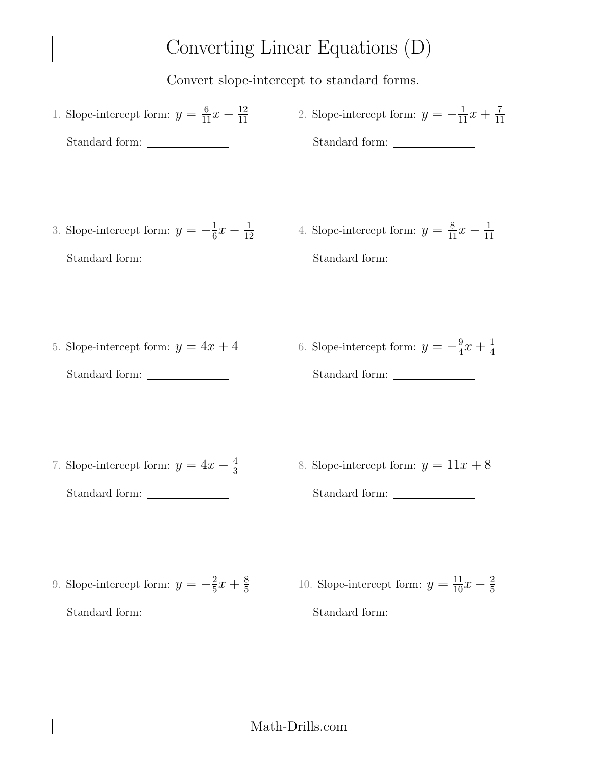# Converting Linear Equations (D)

Convert slope-intercept to standard forms.

1. Slope-intercept form: $y = \frac{6}{11}x - \frac{12}{11}$

   Standard form: ______________

2. Slope-intercept form: $y = -\frac{1}{11}x + \frac{7}{11}$

   Standard form: ______________

3. Slope-intercept form: $y = -\frac{1}{6}x - \frac{1}{12}$

   Standard form: ______________

4. Slope-intercept form: $y = \frac{8}{11}x - \frac{1}{11}$

   Standard form: ______________

5. Slope-intercept form: $y = 4x + 4$

   Standard form: ______________

6. Slope-intercept form: $y = -\frac{9}{4}x + \frac{1}{4}$

   Standard form: ______________

7. Slope-intercept form: $y = 4x - \frac{4}{3}$

   Standard form: ______________

8. Slope-intercept form: $y = 11x + 8$

   Standard form: ______________

9. Slope-intercept form: $y = -\frac{2}{5}x + \frac{8}{5}$

   Standard form: ______________

10. Slope-intercept form: $y = \frac{11}{10}x - \frac{2}{5}$

    Standard form: ______________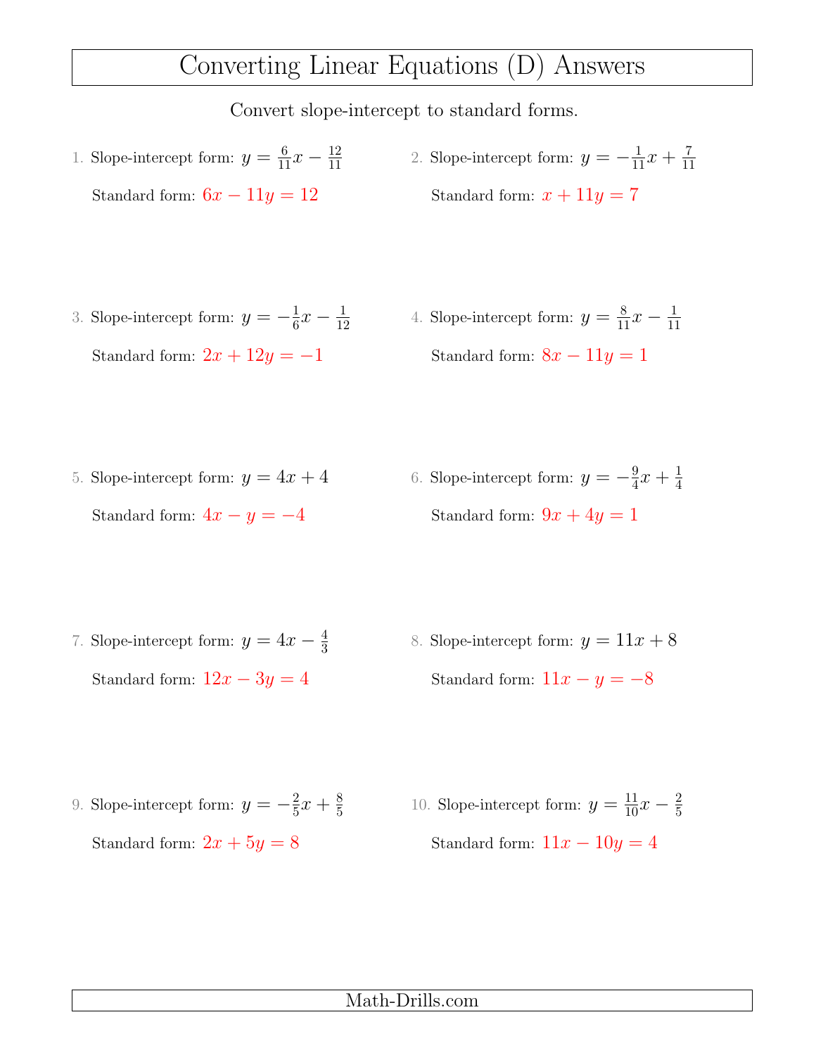# Converting Linear Equations (D) Answers

Convert slope-intercept to standard forms.

1. Slope-intercept form: $y = \frac{6}{11}x - \frac{12}{11}$

   Standard form: $6x - 11y = 12$

2. Slope-intercept form: $y = -\frac{1}{11}x + \frac{7}{11}$

   Standard form: $x + 11y = 7$

3. Slope-intercept form: $y = -\frac{1}{6}x - \frac{1}{12}$

   Standard form: $2x + 12y = -1$

4. Slope-intercept form: $y = \frac{8}{11}x - \frac{1}{11}$

   Standard form: $8x - 11y = 1$

5. Slope-intercept form: $y = 4x + 4$

   Standard form: $4x - y = -4$

6. Slope-intercept form: $y = -\frac{9}{4}x + \frac{1}{4}$

   Standard form: $9x + 4y = 1$

7. Slope-intercept form: $y = 4x - \frac{4}{3}$

   Standard form: $12x - 3y = 4$

8. Slope-intercept form: $y = 11x + 8$

   Standard form: $11x - y = -8$

9. Slope-intercept form: $y = -\frac{2}{5}x + \frac{8}{5}$

   Standard form: $2x + 5y = 8$

10. Slope-intercept form: $y = \frac{11}{10}x - \frac{2}{5}$

    Standard form: $11x - 10y = 4$

Math-Drills.com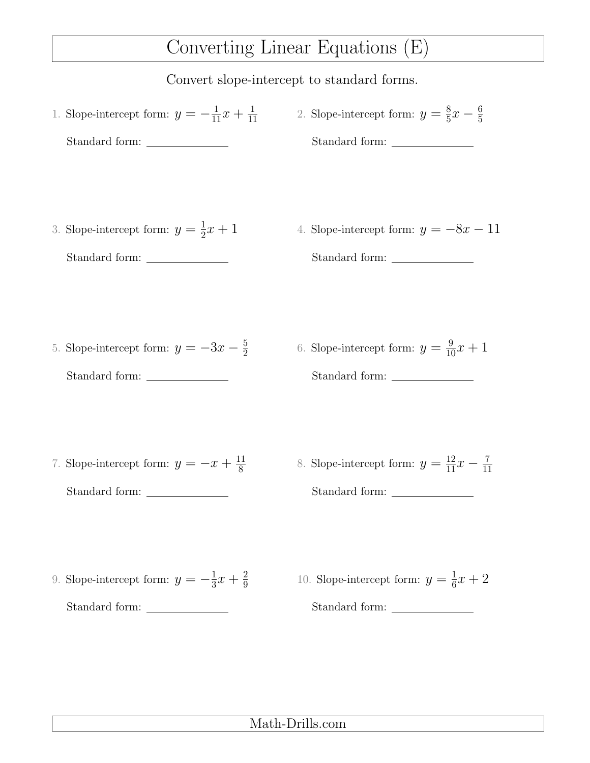# Converting Linear Equations (E)

Convert slope-intercept to standard forms.

1. Slope-intercept form: $y = -\frac{1}{11}x + \frac{1}{11}$

   Standard form: \_\_\_\_\_\_\_\_\_\_\_\_

2. Slope-intercept form: $y = \frac{8}{5}x - \frac{6}{5}$

   Standard form: \_\_\_\_\_\_\_\_\_\_\_\_

3. Slope-intercept form: $y = \frac{1}{2}x + 1$

   Standard form: \_\_\_\_\_\_\_\_\_\_\_\_

4. Slope-intercept form: $y = -8x - 11$

   Standard form: \_\_\_\_\_\_\_\_\_\_\_\_

5. Slope-intercept form: $y = -3x - \frac{5}{2}$

   Standard form: \_\_\_\_\_\_\_\_\_\_\_\_

6. Slope-intercept form: $y = \frac{9}{10}x + 1$

   Standard form: \_\_\_\_\_\_\_\_\_\_\_\_

7. Slope-intercept form: $y = -x + \frac{11}{8}$

   Standard form: \_\_\_\_\_\_\_\_\_\_\_\_

8. Slope-intercept form: $y = \frac{12}{11}x - \frac{7}{11}$

   Standard form: \_\_\_\_\_\_\_\_\_\_\_\_

9. Slope-intercept form: $y = -\frac{1}{3}x + \frac{2}{9}$

   Standard form: \_\_\_\_\_\_\_\_\_\_\_\_

10. Slope-intercept form: $y = \frac{1}{6}x + 2$

    Standard form: \_\_\_\_\_\_\_\_\_\_\_\_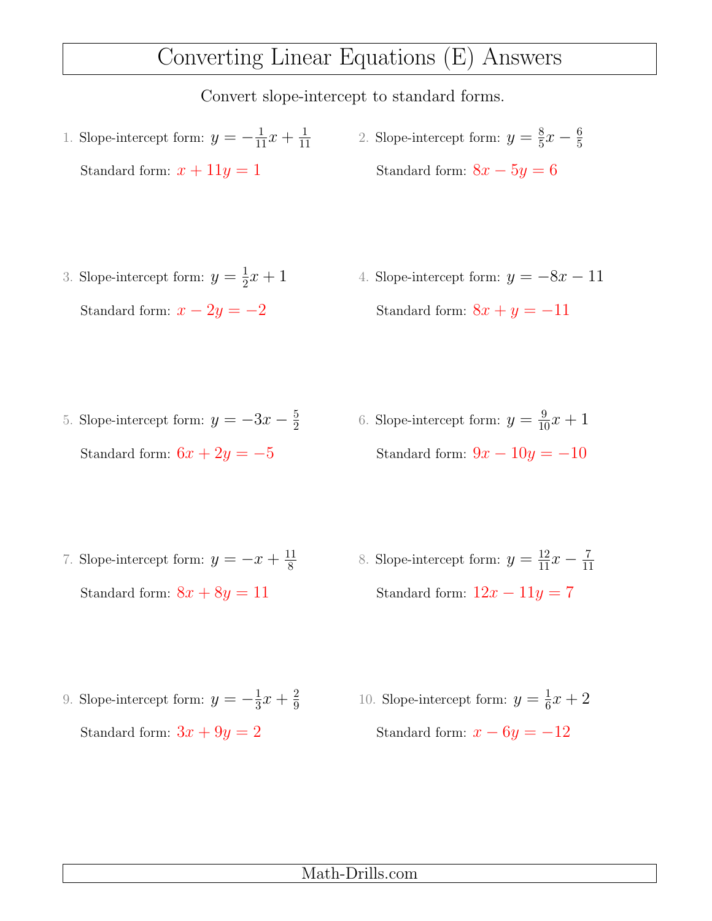# Converting Linear Equations (E) Answers

Convert slope-intercept to standard forms.

1. Slope-intercept form: $y = -\frac{1}{11}x + \frac{1}{11}$

   Standard form: $x + 11y = 1$

2. Slope-intercept form: $y = \frac{8}{5}x - \frac{6}{5}$

   Standard form: $8x - 5y = 6$

3. Slope-intercept form: $y = \frac{1}{2}x + 1$

   Standard form: $x - 2y = -2$

4. Slope-intercept form: $y = -8x - 11$

   Standard form: $8x + y = -11$

5. Slope-intercept form: $y = -3x - \frac{5}{2}$

   Standard form: $6x + 2y = -5$

6. Slope-intercept form: $y = \frac{9}{10}x + 1$

   Standard form: $9x - 10y = -10$

7. Slope-intercept form: $y = -x + \frac{11}{8}$

   Standard form: $8x + 8y = 11$

8. Slope-intercept form: $y = \frac{12}{11}x - \frac{7}{11}$

   Standard form: $12x - 11y = 7$

9. Slope-intercept form: $y = -\frac{1}{3}x + \frac{2}{9}$

   Standard form: $3x + 9y = 2$

10. Slope-intercept form: $y = \frac{1}{6}x + 2$

    Standard form: $x - 6y = -12$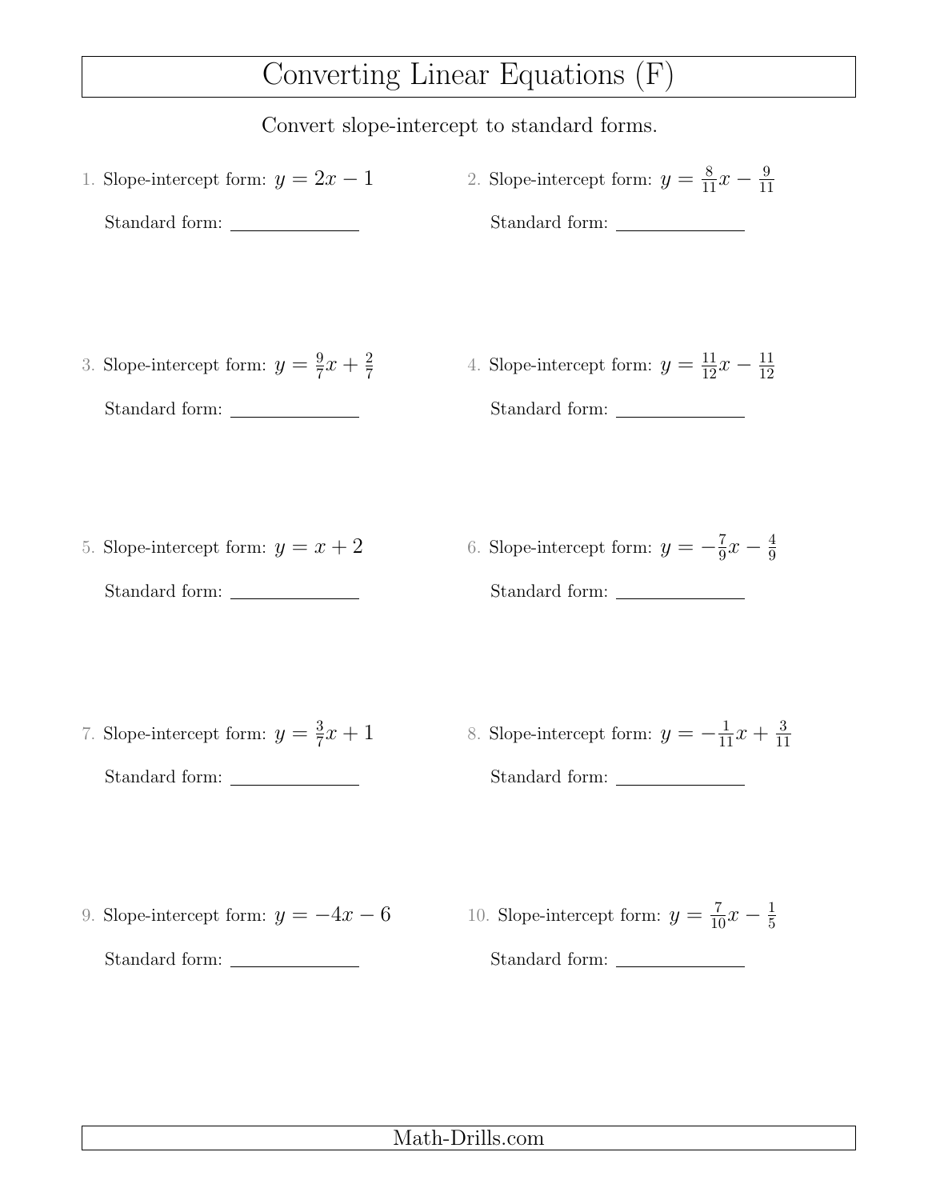# Converting Linear Equations (F)

Convert slope-intercept to standard forms.

1. Slope-intercept form: $y = 2x - 1$

   Standard form: ______________

2. Slope-intercept form: $y = \frac{8}{11}x - \frac{9}{11}$

   Standard form: ______________

3. Slope-intercept form: $y = \frac{9}{7}x + \frac{2}{7}$

   Standard form: ______________

4. Slope-intercept form: $y = \frac{11}{12}x - \frac{11}{12}$

   Standard form: ______________

5. Slope-intercept form: $y = x + 2$

   Standard form: ______________

6. Slope-intercept form: $y = -\frac{7}{9}x - \frac{4}{9}$

   Standard form: ______________

7. Slope-intercept form: $y = \frac{3}{7}x + 1$

   Standard form: ______________

8. Slope-intercept form: $y = -\frac{1}{11}x + \frac{3}{11}$

   Standard form: ______________

9. Slope-intercept form: $y = -4x - 6$

   Standard form: ______________

10. Slope-intercept form: $y = \frac{7}{10}x - \frac{1}{5}$

    Standard form: ______________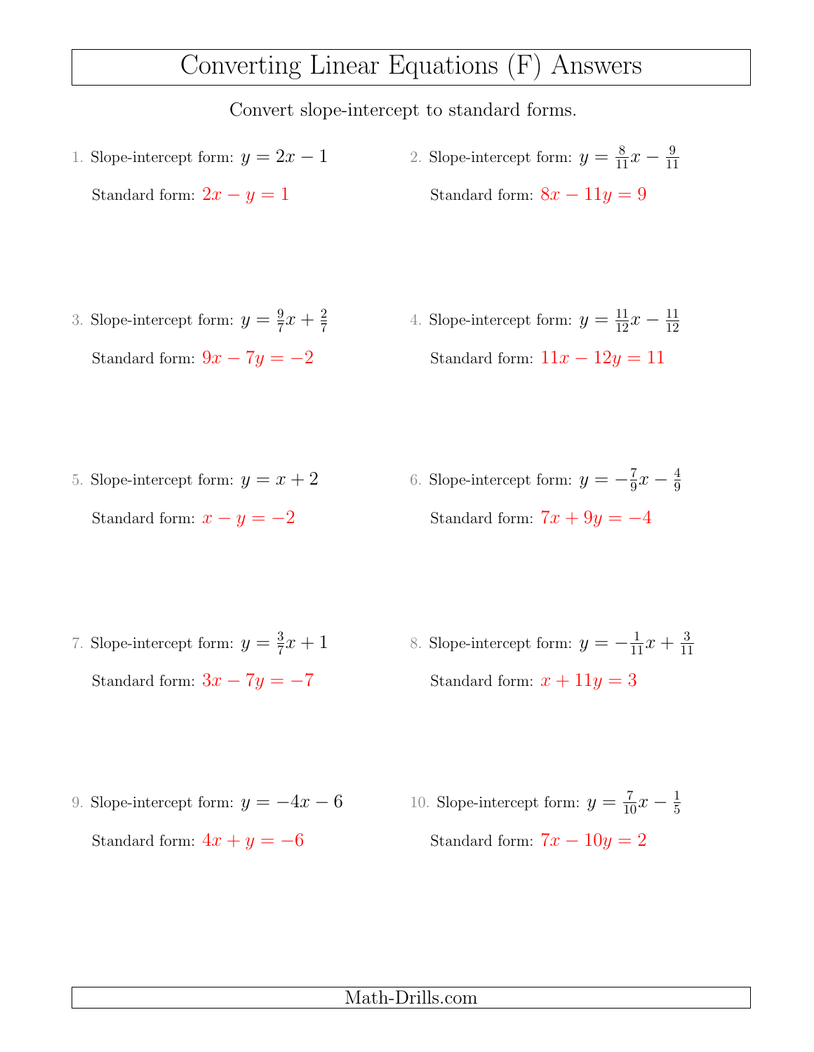# Converting Linear Equations (F) Answers

Convert slope-intercept to standard forms.

1. Slope-intercept form: $y = 2x - 1$

   Standard form: $2x - y = 1$

2. Slope-intercept form: $y = \frac{8}{11}x - \frac{9}{11}$

   Standard form: $8x - 11y = 9$

3. Slope-intercept form: $y = \frac{9}{7}x + \frac{2}{7}$

   Standard form: $9x - 7y = -2$

4. Slope-intercept form: $y = \frac{11}{12}x - \frac{11}{12}$

   Standard form: $11x - 12y = 11$

5. Slope-intercept form: $y = x + 2$

   Standard form: $x - y = -2$

6. Slope-intercept form: $y = -\frac{7}{9}x - \frac{4}{9}$

   Standard form: $7x + 9y = -4$

7. Slope-intercept form: $y = \frac{3}{7}x + 1$

   Standard form: $3x - 7y = -7$

8. Slope-intercept form: $y = -\frac{1}{11}x + \frac{3}{11}$

   Standard form: $x + 11y = 3$

9. Slope-intercept form: $y = -4x - 6$

   Standard form: $4x + y = -6$

10. Slope-intercept form: $y = \frac{7}{10}x - \frac{1}{5}$

    Standard form: $7x - 10y = 2$

Math-Drills.com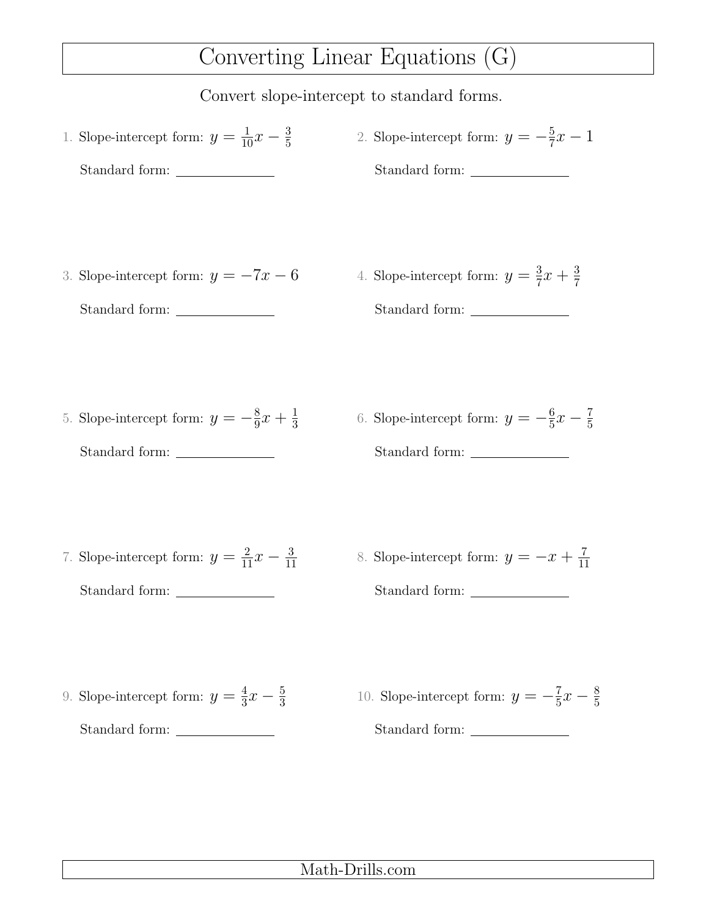# Converting Linear Equations (G)

Convert slope-intercept to standard forms.

1. Slope-intercept form: $y = \frac{1}{10}x - \frac{3}{5}$

   Standard form: ______________

2. Slope-intercept form: $y = -\frac{5}{7}x - 1$

   Standard form: ______________

3. Slope-intercept form: $y = -7x - 6$

   Standard form: ______________

4. Slope-intercept form: $y = \frac{3}{7}x + \frac{3}{7}$

   Standard form: ______________

5. Slope-intercept form: $y = -\frac{8}{9}x + \frac{1}{3}$

   Standard form: ______________

6. Slope-intercept form: $y = -\frac{6}{5}x - \frac{7}{5}$

   Standard form: ______________

7. Slope-intercept form: $y = \frac{2}{11}x - \frac{3}{11}$

   Standard form: ______________

8. Slope-intercept form: $y = -x + \frac{7}{11}$

   Standard form: ______________

9. Slope-intercept form: $y = \frac{4}{3}x - \frac{5}{3}$

   Standard form: ______________

10. Slope-intercept form: $y = -\frac{7}{5}x - \frac{8}{5}$

    Standard form: ______________

Math-Drills.com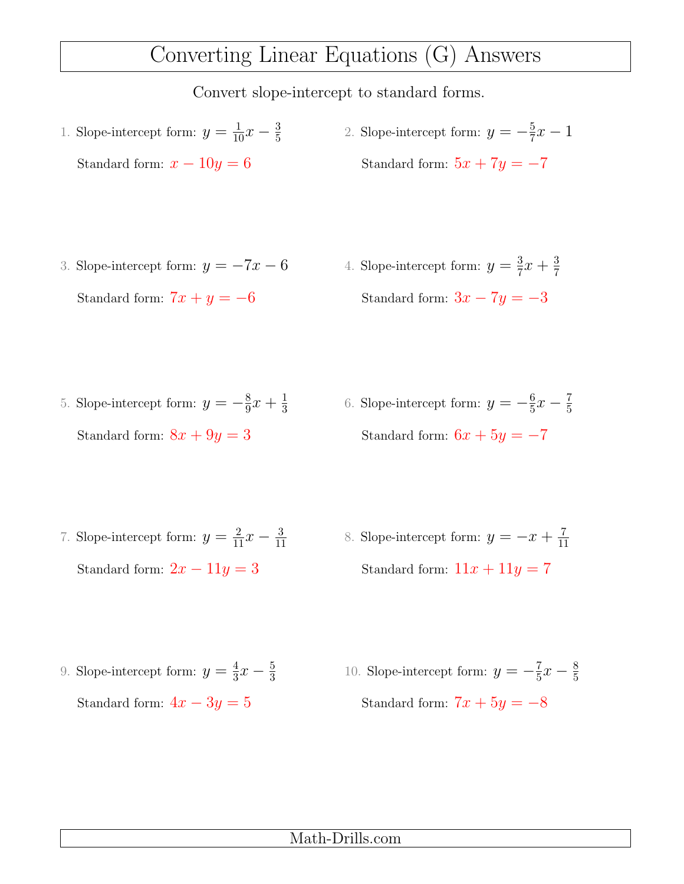# Converting Linear Equations (G) Answers

Convert slope-intercept to standard forms.

1. Slope-intercept form: $y = \frac{1}{10}x - \frac{3}{5}$

   Standard form: $x - 10y = 6$

2. Slope-intercept form: $y = -\frac{5}{7}x - 1$

   Standard form: $5x + 7y = -7$

3. Slope-intercept form: $y = -7x - 6$

   Standard form: $7x + y = -6$

4. Slope-intercept form: $y = \frac{3}{7}x + \frac{3}{7}$

   Standard form: $3x - 7y = -3$

5. Slope-intercept form: $y = -\frac{8}{9}x + \frac{1}{3}$

   Standard form: $8x + 9y = 3$

6. Slope-intercept form: $y = -\frac{6}{5}x - \frac{7}{5}$

   Standard form: $6x + 5y = -7$

7. Slope-intercept form: $y = \frac{2}{11}x - \frac{3}{11}$

   Standard form: $2x - 11y = 3$

8. Slope-intercept form: $y = -x + \frac{7}{11}$

   Standard form: $11x + 11y = 7$

9. Slope-intercept form: $y = \frac{4}{3}x - \frac{5}{3}$

   Standard form: $4x - 3y = 5$

10. Slope-intercept form: $y = -\frac{7}{5}x - \frac{8}{5}$

    Standard form: $7x + 5y = -8$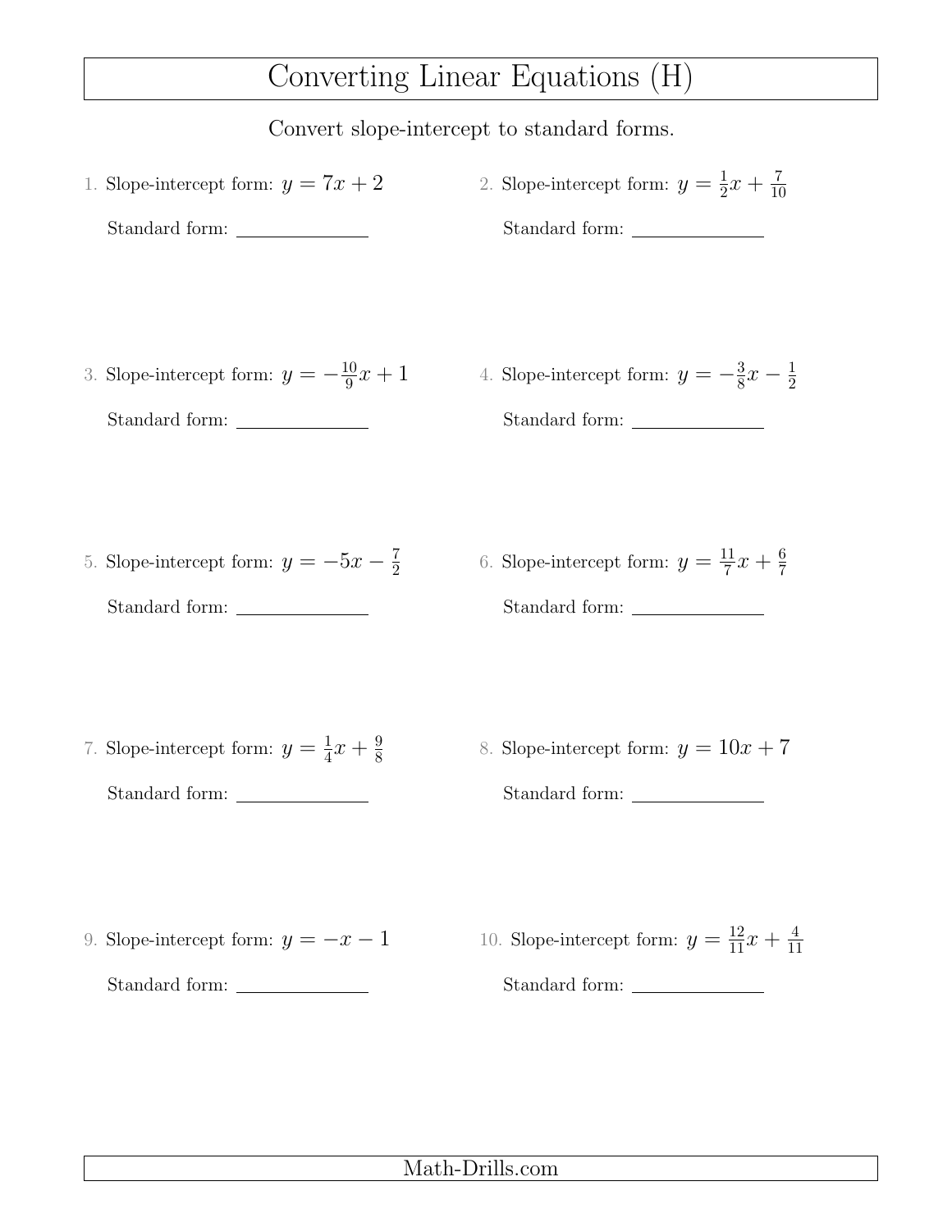# Converting Linear Equations (H)

Convert slope-intercept to standard forms.

1. Slope-intercept form: $y = 7x + 2$

   Standard form: ______________

2. Slope-intercept form: $y = \frac{1}{2}x + \frac{7}{10}$

   Standard form: ______________

3. Slope-intercept form: $y = -\frac{10}{9}x + 1$

   Standard form: ______________

4. Slope-intercept form: $y = -\frac{3}{8}x - \frac{1}{2}$

   Standard form: ______________

5. Slope-intercept form: $y = -5x - \frac{7}{2}$

   Standard form: ______________

6. Slope-intercept form: $y = \frac{11}{7}x + \frac{6}{7}$

   Standard form: ______________

7. Slope-intercept form: $y = \frac{1}{4}x + \frac{9}{8}$

   Standard form: ______________

8. Slope-intercept form: $y = 10x + 7$

   Standard form: ______________

9. Slope-intercept form: $y = -x - 1$

   Standard form: ______________

10. Slope-intercept form: $y = \frac{12}{11}x + \frac{4}{11}$

    Standard form: ______________

Math-Drills.com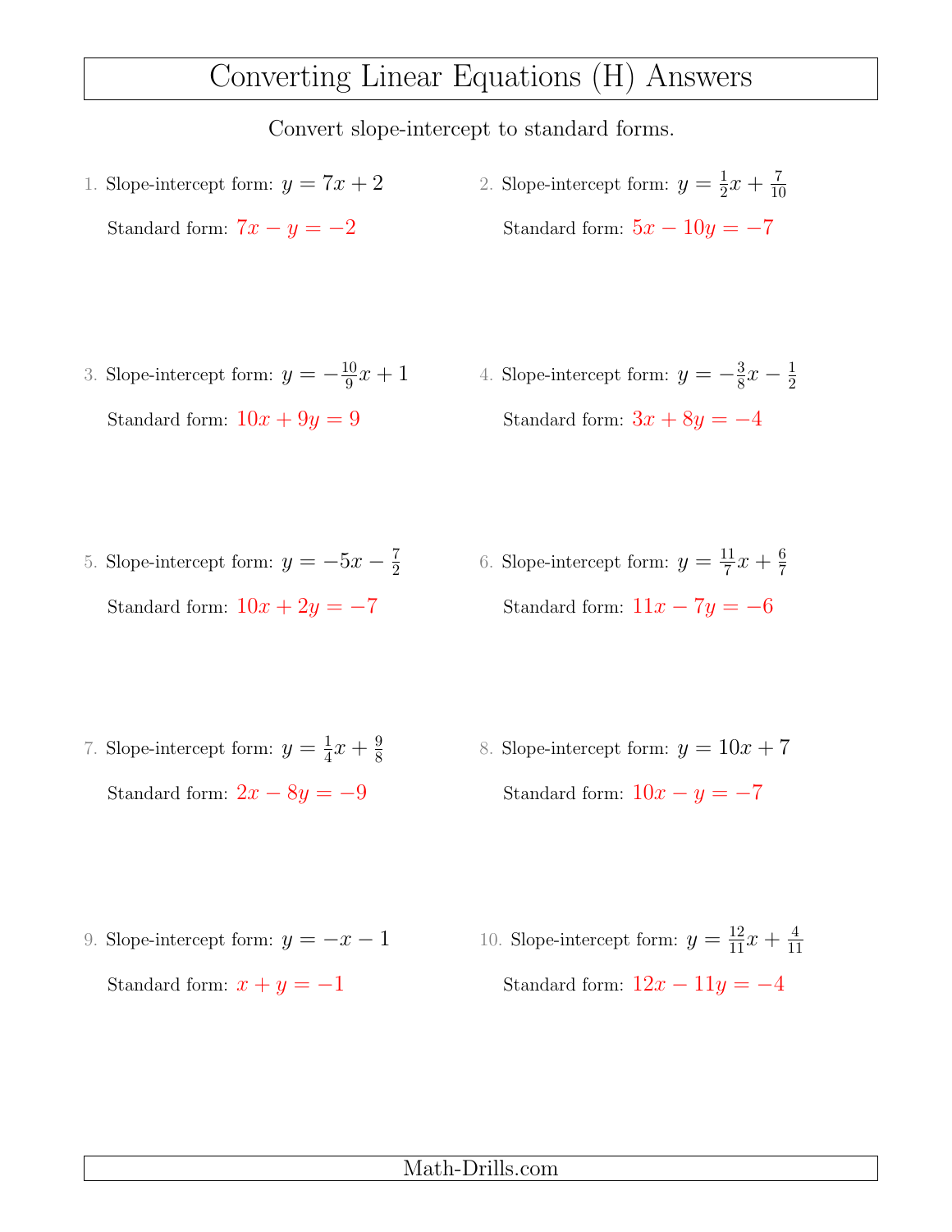# Converting Linear Equations (H) Answers

Convert slope-intercept to standard forms.

1. Slope-intercept form: $y = 7x + 2$

   Standard form: $7x - y = -2$

2. Slope-intercept form: $y = \frac{1}{2}x + \frac{7}{10}$

   Standard form: $5x - 10y = -7$

3. Slope-intercept form: $y = -\frac{10}{9}x + 1$

   Standard form: $10x + 9y = 9$

4. Slope-intercept form: $y = -\frac{3}{8}x - \frac{1}{2}$

   Standard form: $3x + 8y = -4$

5. Slope-intercept form: $y = -5x - \frac{7}{2}$

   Standard form: $10x + 2y = -7$

6. Slope-intercept form: $y = \frac{11}{7}x + \frac{6}{7}$

   Standard form: $11x - 7y = -6$

7. Slope-intercept form: $y = \frac{1}{4}x + \frac{9}{8}$

   Standard form: $2x - 8y = -9$

8. Slope-intercept form: $y = 10x + 7$

   Standard form: $10x - y = -7$

9. Slope-intercept form: $y = -x - 1$

   Standard form: $x + y = -1$

10. Slope-intercept form: $y = \frac{12}{11}x + \frac{4}{11}$

    Standard form: $12x - 11y = -4$

Math-Drills.com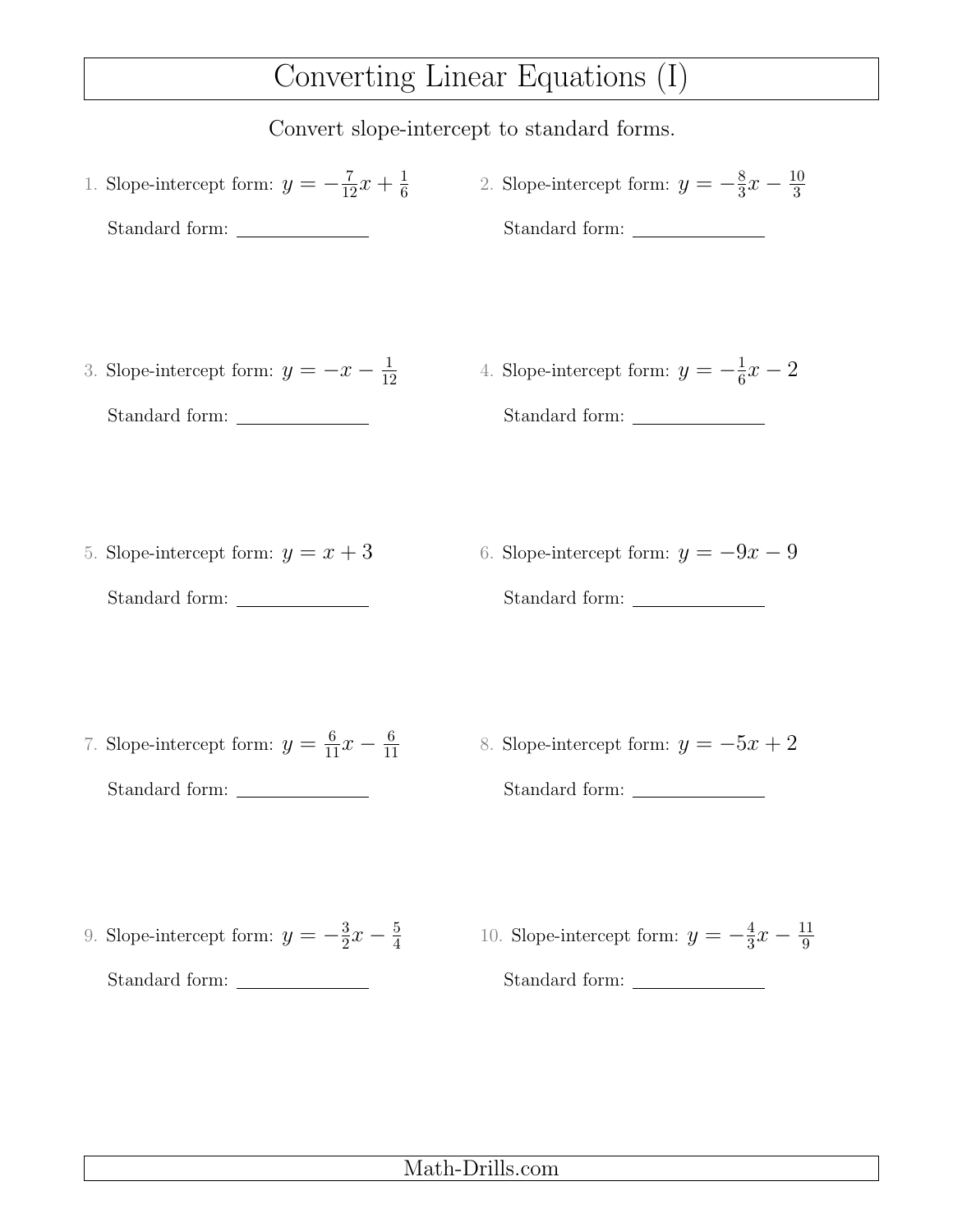# Converting Linear Equations (I)

Convert slope-intercept to standard forms.

1. Slope-intercept form: $y = -\frac{7}{12}x + \frac{1}{6}$

   Standard form: \_\_\_\_\_\_\_\_\_\_\_\_\_\_

2. Slope-intercept form: $y = -\frac{8}{3}x - \frac{10}{3}$

   Standard form: \_\_\_\_\_\_\_\_\_\_\_\_\_\_

3. Slope-intercept form: $y = -x - \frac{1}{12}$

   Standard form: \_\_\_\_\_\_\_\_\_\_\_\_\_\_

4. Slope-intercept form: $y = -\frac{1}{6}x - 2$

   Standard form: \_\_\_\_\_\_\_\_\_\_\_\_\_\_

5. Slope-intercept form: $y = x + 3$

   Standard form: \_\_\_\_\_\_\_\_\_\_\_\_\_\_

6. Slope-intercept form: $y = -9x - 9$

   Standard form: \_\_\_\_\_\_\_\_\_\_\_\_\_\_

7. Slope-intercept form: $y = \frac{6}{11}x - \frac{6}{11}$

   Standard form: \_\_\_\_\_\_\_\_\_\_\_\_\_\_

8. Slope-intercept form: $y = -5x + 2$

   Standard form: \_\_\_\_\_\_\_\_\_\_\_\_\_\_

9. Slope-intercept form: $y = -\frac{3}{2}x - \frac{5}{4}$

   Standard form: \_\_\_\_\_\_\_\_\_\_\_\_\_\_

10. Slope-intercept form: $y = -\frac{4}{3}x - \frac{11}{9}$

    Standard form: \_\_\_\_\_\_\_\_\_\_\_\_\_\_

Math-Drills.com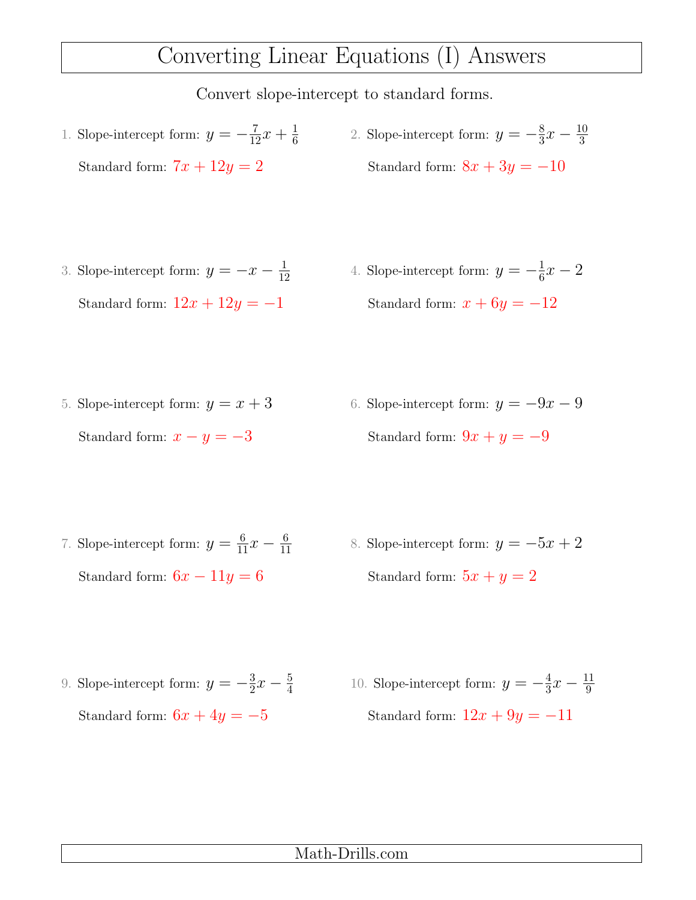# Converting Linear Equations (I) Answers

Convert slope-intercept to standard forms.

1. Slope-intercept form: $y = -\frac{7}{12}x + \frac{1}{6}$

   Standard form: $7x + 12y = 2$

2. Slope-intercept form: $y = -\frac{8}{3}x - \frac{10}{3}$

   Standard form: $8x + 3y = -10$

3. Slope-intercept form: $y = -x - \frac{1}{12}$

   Standard form: $12x + 12y = -1$

4. Slope-intercept form: $y = -\frac{1}{6}x - 2$

   Standard form: $x + 6y = -12$

5. Slope-intercept form: $y = x + 3$

   Standard form: $x - y = -3$

6. Slope-intercept form: $y = -9x - 9$

   Standard form: $9x + y = -9$

7. Slope-intercept form: $y = \frac{6}{11}x - \frac{6}{11}$

   Standard form: $6x - 11y = 6$

8. Slope-intercept form: $y = -5x + 2$

   Standard form: $5x + y = 2$

9. Slope-intercept form: $y = -\frac{3}{2}x - \frac{5}{4}$

   Standard form: $6x + 4y = -5$

10. Slope-intercept form: $y = -\frac{4}{3}x - \frac{11}{9}$

    Standard form: $12x + 9y = -11$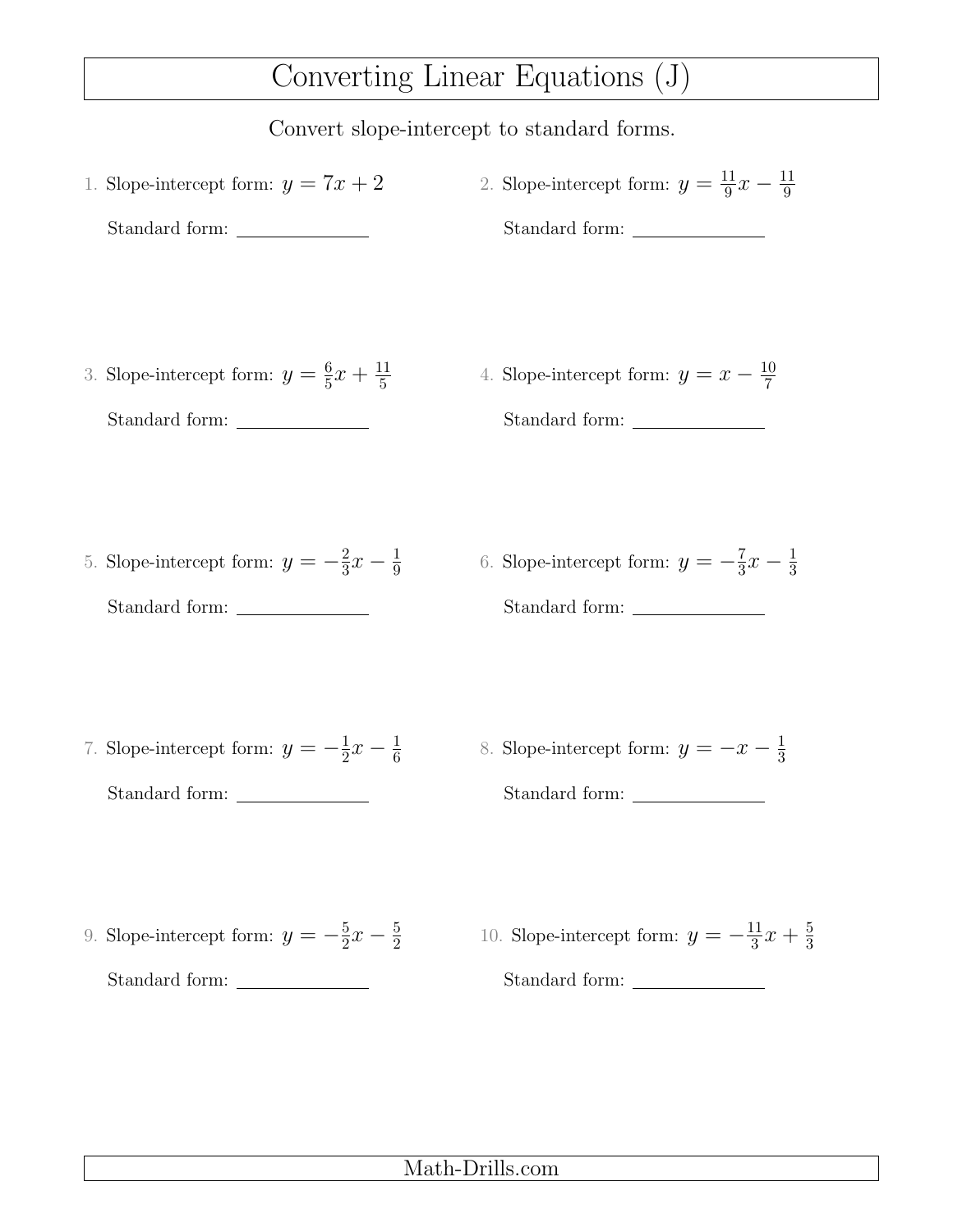# Converting Linear Equations (J)

Convert slope-intercept to standard forms.

1. Slope-intercept form: $y = 7x + 2$

   Standard form: \_\_\_\_\_\_\_\_\_\_\_\_\_\_

2. Slope-intercept form: $y = \frac{11}{9}x - \frac{11}{9}$

   Standard form: \_\_\_\_\_\_\_\_\_\_\_\_\_\_

3. Slope-intercept form: $y = \frac{6}{5}x + \frac{11}{5}$

   Standard form: \_\_\_\_\_\_\_\_\_\_\_\_\_\_

4. Slope-intercept form: $y = x - \frac{10}{7}$

   Standard form: \_\_\_\_\_\_\_\_\_\_\_\_\_\_

5. Slope-intercept form: $y = -\frac{2}{3}x - \frac{1}{9}$

   Standard form: \_\_\_\_\_\_\_\_\_\_\_\_\_\_

6. Slope-intercept form: $y = -\frac{7}{3}x - \frac{1}{3}$

   Standard form: \_\_\_\_\_\_\_\_\_\_\_\_\_\_

7. Slope-intercept form: $y = -\frac{1}{2}x - \frac{1}{6}$

   Standard form: \_\_\_\_\_\_\_\_\_\_\_\_\_\_

8. Slope-intercept form: $y = -x - \frac{1}{3}$

   Standard form: \_\_\_\_\_\_\_\_\_\_\_\_\_\_

9. Slope-intercept form: $y = -\frac{5}{2}x - \frac{5}{2}$

   Standard form: \_\_\_\_\_\_\_\_\_\_\_\_\_\_

10. Slope-intercept form: $y = -\frac{11}{3}x + \frac{5}{3}$

    Standard form: \_\_\_\_\_\_\_\_\_\_\_\_\_\_

Math-Drills.com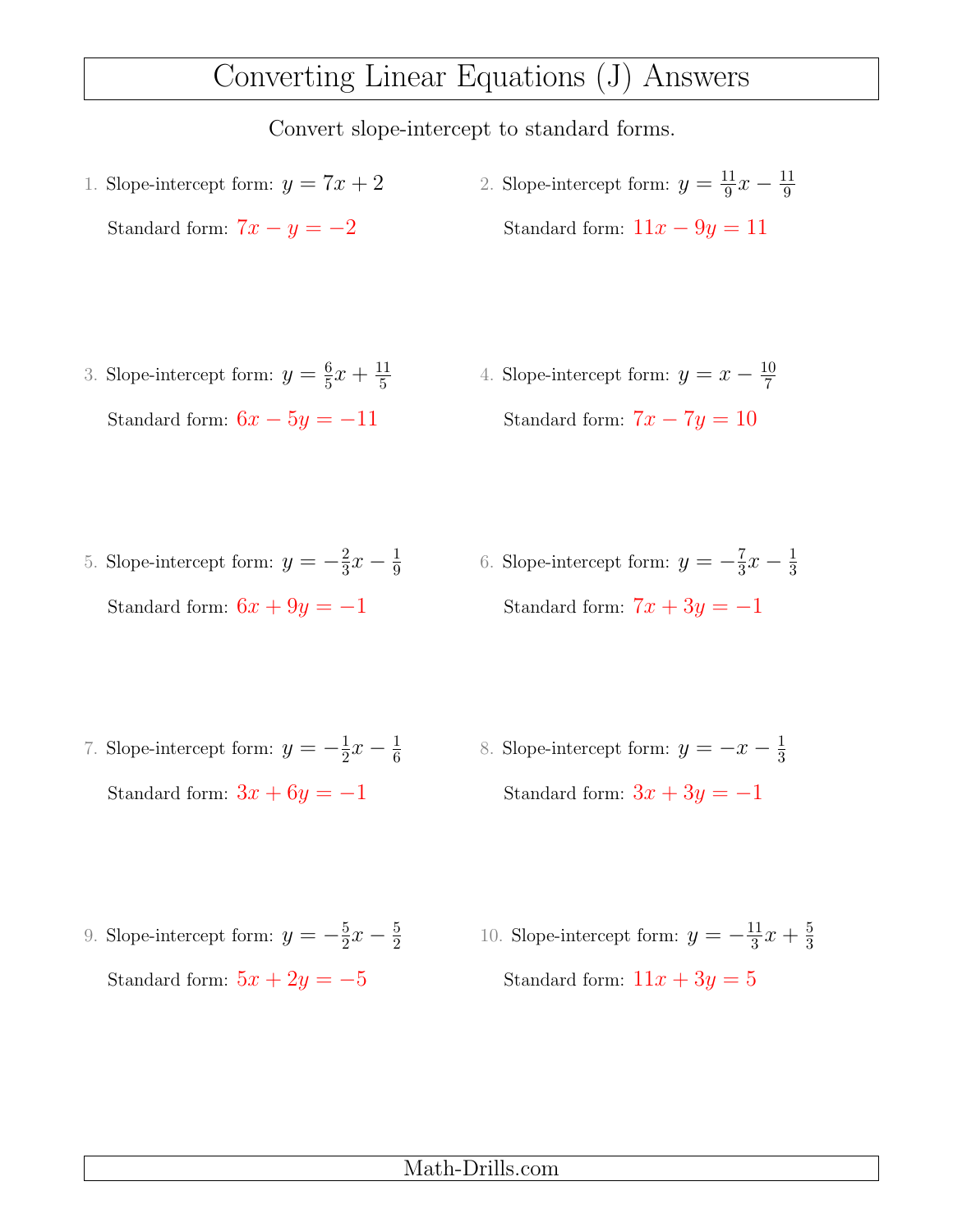# Converting Linear Equations (J) Answers

Convert slope-intercept to standard forms.

1. Slope-intercept form: $y = 7x + 2$

   Standard form: $7x - y = -2$

2. Slope-intercept form: $y = \frac{11}{9}x - \frac{11}{9}$

   Standard form: $11x - 9y = 11$

3. Slope-intercept form: $y = \frac{6}{5}x + \frac{11}{5}$

   Standard form: $6x - 5y = -11$

4. Slope-intercept form: $y = x - \frac{10}{7}$

   Standard form: $7x - 7y = 10$

5. Slope-intercept form: $y = -\frac{2}{3}x - \frac{1}{9}$

   Standard form: $6x + 9y = -1$

6. Slope-intercept form: $y = -\frac{7}{3}x - \frac{1}{3}$

   Standard form: $7x + 3y = -1$

7. Slope-intercept form: $y = -\frac{1}{2}x - \frac{1}{6}$

   Standard form: $3x + 6y = -1$

8. Slope-intercept form: $y = -x - \frac{1}{3}$

   Standard form: $3x + 3y = -1$

9. Slope-intercept form: $y = -\frac{5}{2}x - \frac{5}{2}$

   Standard form: $5x + 2y = -5$

10. Slope-intercept form: $y = -\frac{11}{3}x + \frac{5}{3}$

    Standard form: $11x + 3y = 5$

Math-Drills.com